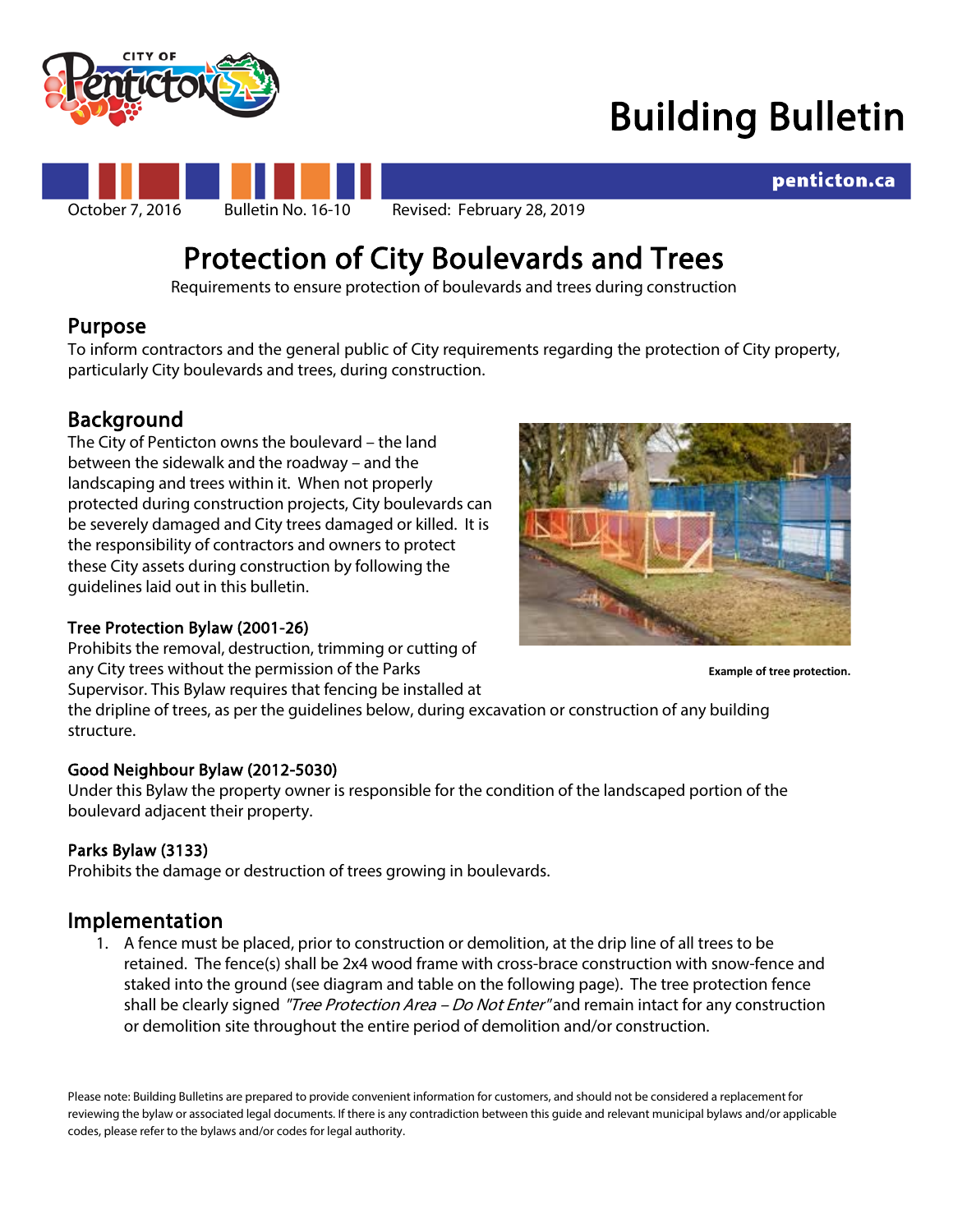# Building Bulletin

October 7, 2016 Bulletin No. 16-10 Revised: February 28, 2019

# Protection of City Boulevards and Trees

Requirements to ensure protection of boulevards and trees during construction

## Purpose

To inform contractors and the general public of City requirements regarding the protection of City property, particularly City boulevards and trees, during construction.

## Background

The City of Penticton owns the boulevard – the land between the sidewalk and the roadway – and the landscaping and trees within it. When not properly protected during construction projects, City boulevards can be severely damaged and City trees damaged or killed. It is the responsibility of contractors and owners to protect these City assets during construction by following the guidelines laid out in this bulletin.

**Example of tree protection.**

### Tree Protection Bylaw (2001-26)

Prohibits the removal, destruction, trimming or cutting of any City trees without the permission of the Parks Supervisor. This Bylaw requires that fencing be installed at the dripline of trees, as per the guidelines below, during excavation or construction of any building structure.

### Good Neighbour Bylaw (2012-5030)

Under this Bylaw the property owner is responsible for the condition of the landscaped portion of the boulevard adjacent their property.

### Parks Bylaw (3133)

Prohibits the damage or destruction of trees growing in boulevards.

## Implementation

1. A fence must be placed, prior to construction or demolition, at the drip line of all trees to be retained. The fence(s) shall be 2x4 wood frame with cross-brace construction with snow-fence and staked into the ground (see diagram and table on the following page). The tree protection fence shall be clearly signed *"Tree Protection Area – Do Not Enter"* and remain intact for any construction or demolition site throughout the entire period of demolition and/or construction.

Please note: Building Bulletins are prepared to provide convenient information for customers, and should not be considered a replacement for reviewing the bylaw or associated legal documents. If there is any contradiction between this guide and relevant municipal bylaws and/or applicable codes, please refer to the bylaws and/or codes for legal authority.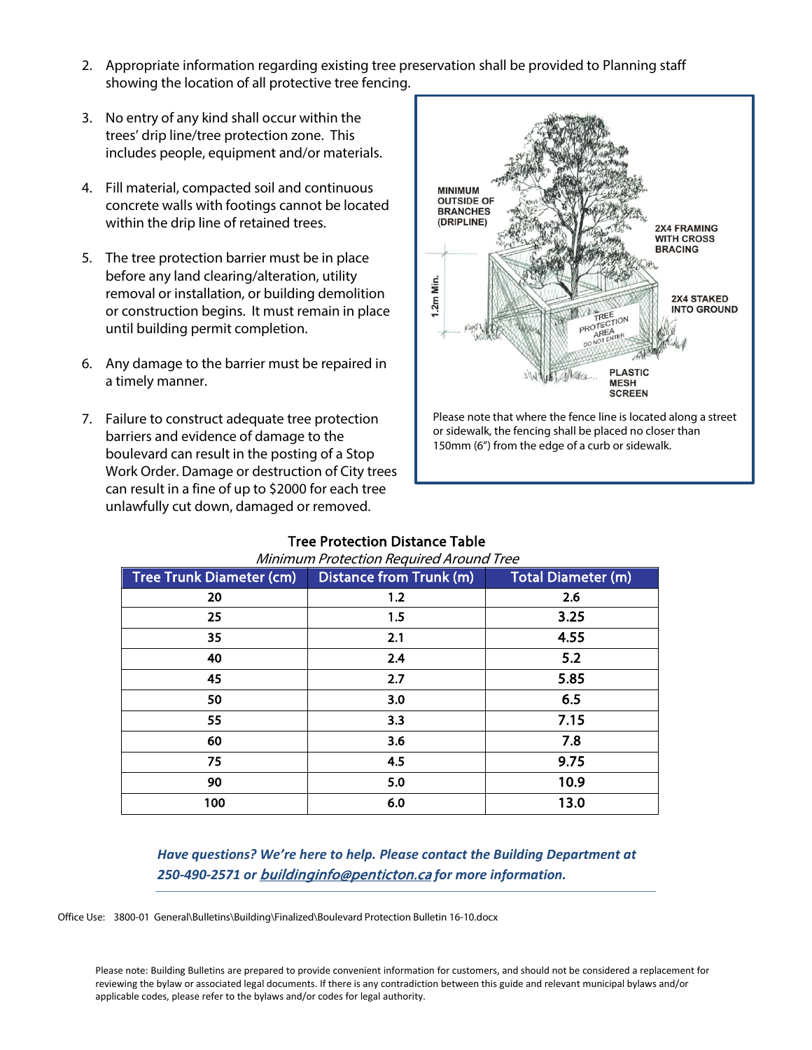2. Appropriate information regarding existing tree preservation shall be provided to Planning staff showing the location of all protective tree fencing.

3. No entry of any kind shall occur within the trees' drip line/tree protection zone. This includes people, equipment and/or materials.

4. Fill material, compacted soil and continuous concrete walls with footings cannot be located within the drip line of retained trees.

5. The tree protection barrier must be in place before any land clearing/alteration, utility removal or installation, or building demolition or construction begins. It must remain in place until building permit completion.

6. Any damage to the barrier must be repaired in a timely manner.

7. Failure to construct adequate tree protection barriers and evidence of damage to the boulevard can result in the posting of a Stop Work Order. Damage or destruction of City trees can result in a fine of up to $2000 for each tree unlawfully cut down, damaged or removed.

MINIMUM OUTSIDE OF BRANCHES (DRIPLINE)

2X4 FRAMING WITH CROSS BRACING

1.2m Min.

2X4 STAKED INTO GROUND

TREE PROTECTION AREA DO NOT ENTER

PLASTIC MESH SCREEN

Please note that where the fence line is located along a street or sidewalk, the fencing shall be placed no closer than 150mm (6") from the edge of a curb or sidewalk.

## Tree Protection Distance Table

*Minimum Protection Required Around Tree*

| Tree Trunk Diameter (cm) | Distance from Trunk (m) | Total Diameter (m) |
|---|---|---|
| 20 | 1.2 | 2.6 |
| 25 | 1.5 | 3.25 |
| 35 | 2.1 | 4.55 |
| 40 | 2.4 | 5.2 |
| 45 | 2.7 | 5.85 |
| 50 | 3.0 | 6.5 |
| 55 | 3.3 | 7.15 |
| 60 | 3.6 | 7.8 |
| 75 | 4.5 | 9.75 |
| 90 | 5.0 | 10.9 |
| 100 | 6.0 | 13.0 |

***Have questions? We're here to help. Please contact the Building Department at 250-490-2571 or buildinginfo@penticton.ca for more information.***

Office Use: 3800-01 General\Bulletins\Building\Finalized\Boulevard Protection Bulletin 16-10.docx

Please note: Building Bulletins are prepared to provide convenient information for customers, and should not be considered a replacement for reviewing the bylaw or associated legal documents. If there is any contradiction between this guide and relevant municipal bylaws and/or applicable codes, please refer to the bylaws and/or codes for legal authority.